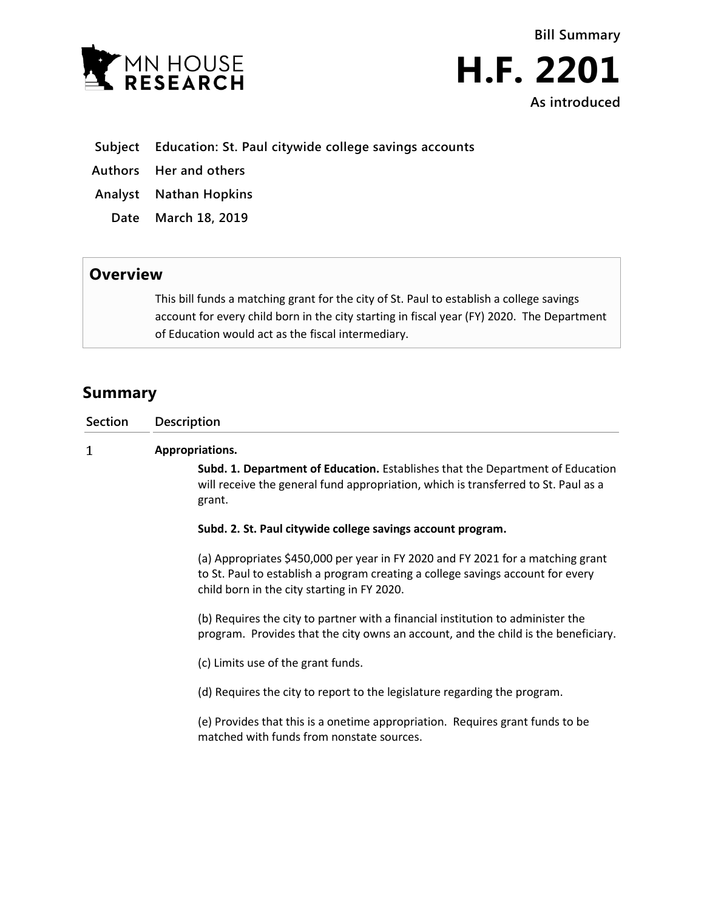MN HOUSE RESEARCH

**Bill Summary**

# H.F. 2201

**As introduced**

| | |
|---|---|
| **Subject** | **Education: St. Paul citywide college savings accounts** |
| **Authors** | **Her and others** |
| **Analyst** | **Nathan Hopkins** |
| **Date** | **March 18, 2019** |

## Overview

This bill funds a matching grant for the city of St. Paul to establish a college savings account for every child born in the city starting in fiscal year (FY) 2020. The Department of Education would act as the fiscal intermediary.

## Summary

| Section | Description |
|---|---|
| 1 | **Appropriations.** |

**Subd. 1. Department of Education.** Establishes that the Department of Education will receive the general fund appropriation, which is transferred to St. Paul as a grant.

**Subd. 2. St. Paul citywide college savings account program.**

(a) Appropriates $450,000 per year in FY 2020 and FY 2021 for a matching grant to St. Paul to establish a program creating a college savings account for every child born in the city starting in FY 2020.

(b) Requires the city to partner with a financial institution to administer the program. Provides that the city owns an account, and the child is the beneficiary.

(c) Limits use of the grant funds.

(d) Requires the city to report to the legislature regarding the program.

(e) Provides that this is a onetime appropriation. Requires grant funds to be matched with funds from nonstate sources.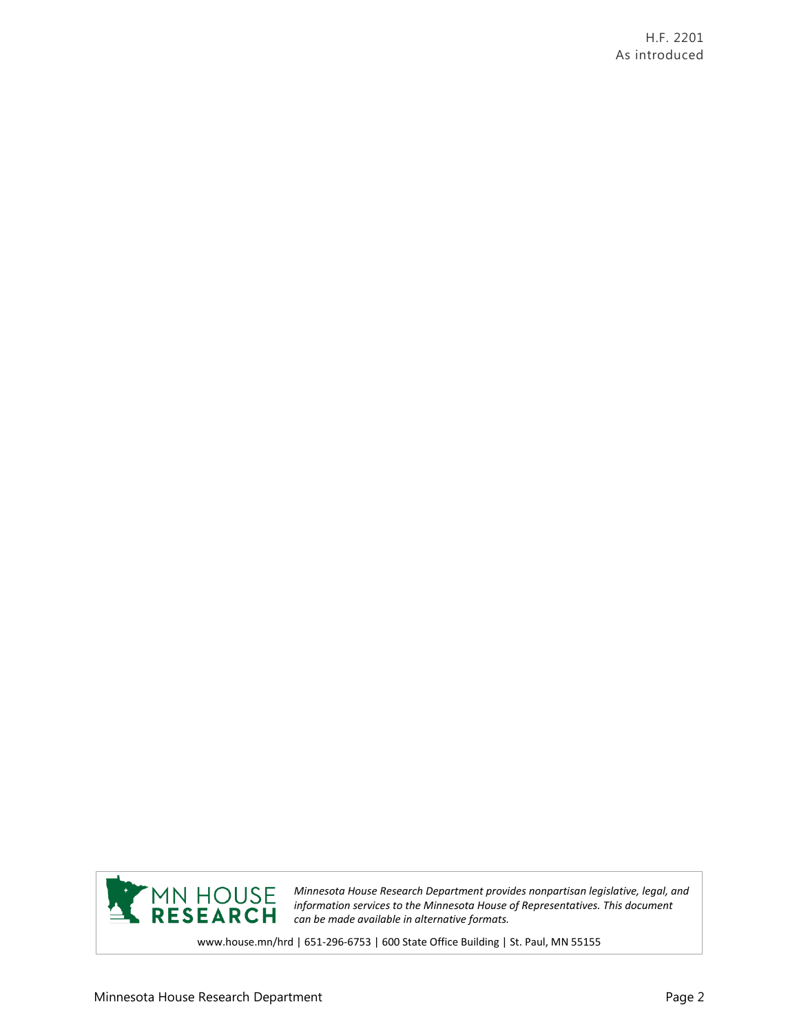MN HOUSE RESEARCH

*Minnesota House Research Department provides nonpartisan legislative, legal, and information services to the Minnesota House of Representatives. This document can be made available in alternative formats.*

www.house.mn/hrd | 651-296-6753 | 600 State Office Building | St. Paul, MN 55155